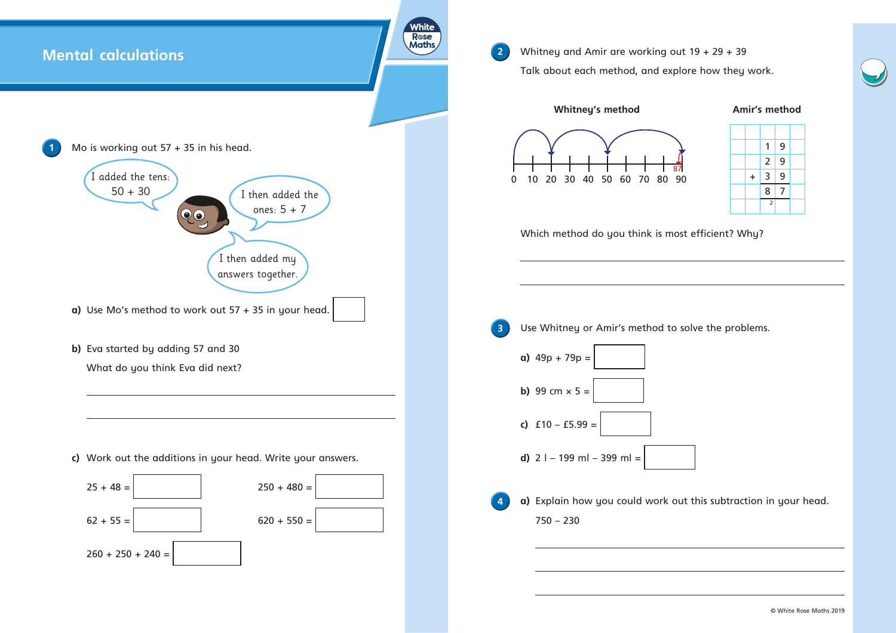# Mental calculations

**1** Mo is working out 57 + 35 in his head.

> I added the tens: 50 + 30

> I then added the ones: 5 + 7

> I then added my answers together.

**a)** Use Mo's method to work out 57 + 35 in your head. ☐

**b)** Eva started by adding 57 and 30

What do you think Eva did next?

_______________________________________________

_______________________________________________

**c)** Work out the additions in your head. Write your answers.

25 + 48 = ☐

250 + 480 = ☐

62 + 55 = ☐

620 + 550 = ☐

260 + 250 + 240 = ☐

**2** Whitney and Amir are working out 19 + 29 + 39

Talk about each method, and explore how they work.

**Whitney's method**

Number line: 0, 10, 20, 30, 40, 50, 60, 70, 80, 90 (jumps ending at 87)

**Amir's method**

| | | | |
|---|---|---|---|
| | | 1 | 9 |
| | | 2 | 9 |
| | + | 3 | 9 |
| | | 8 | 7 |
| | | 2 | |

Which method do you think is most efficient? Why?

_______________________________________________

_______________________________________________

**3** Use Whitney or Amir's method to solve the problems.

**a)** 49p + 79p = ☐

**b)** 99 cm × 5 = ☐

**c)** £10 − £5.99 = ☐

**d)** 2 l − 199 ml − 399 ml = ☐

**4** **a)** Explain how you could work out this subtraction in your head.

750 − 230

_______________________________________________

_______________________________________________

_______________________________________________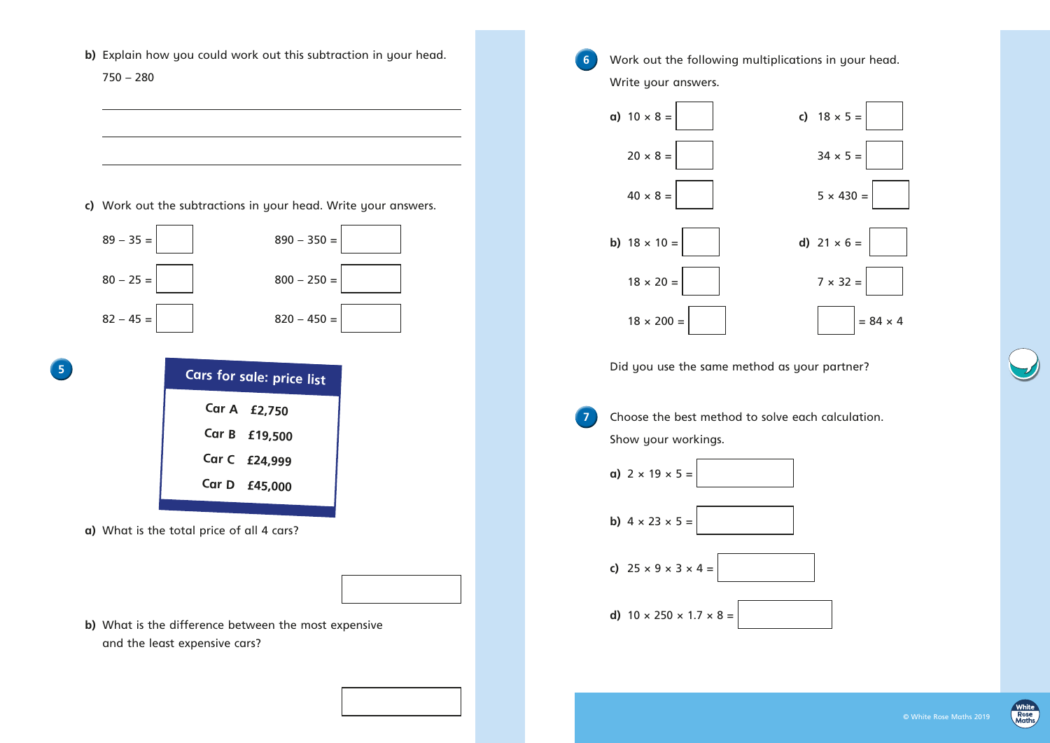**b)** Explain how you could work out this subtraction in your head.

750 – 280

______________________________________________

______________________________________________

______________________________________________

**c)** Work out the subtractions in your head. Write your answers.

89 – 35 = ☐ 890 – 350 = ☐

80 – 25 = ☐ 800 – 250 = ☐

82 – 45 = ☐ 820 – 450 = ☐

**5**

| Cars for sale: price list | |
|---|---|
| Car A | £2,750 |
| Car B | £19,500 |
| Car C | £24,999 |
| Car D | £45,000 |

**a)** What is the total price of all 4 cars?

☐

**b)** What is the difference between the most expensive and the least expensive cars?

☐

**6** Work out the following multiplications in your head.

Write your answers.

**a)** 10 × 8 = ☐

20 × 8 = ☐

40 × 8 = ☐

**b)** 18 × 10 = ☐

18 × 20 = ☐

18 × 200 = ☐

**c)** 18 × 5 = ☐

34 × 5 = ☐

5 × 430 = ☐

**d)** 21 × 6 = ☐

7 × 32 = ☐

☐ = 84 × 4

Did you use the same method as your partner?

**7** Choose the best method to solve each calculation.

Show your workings.

**a)** 2 × 19 × 5 = ☐

**b)** 4 × 23 × 5 = ☐

**c)** 25 × 9 × 3 × 4 = ☐

**d)** 10 × 250 × 1.7 × 8 = ☐